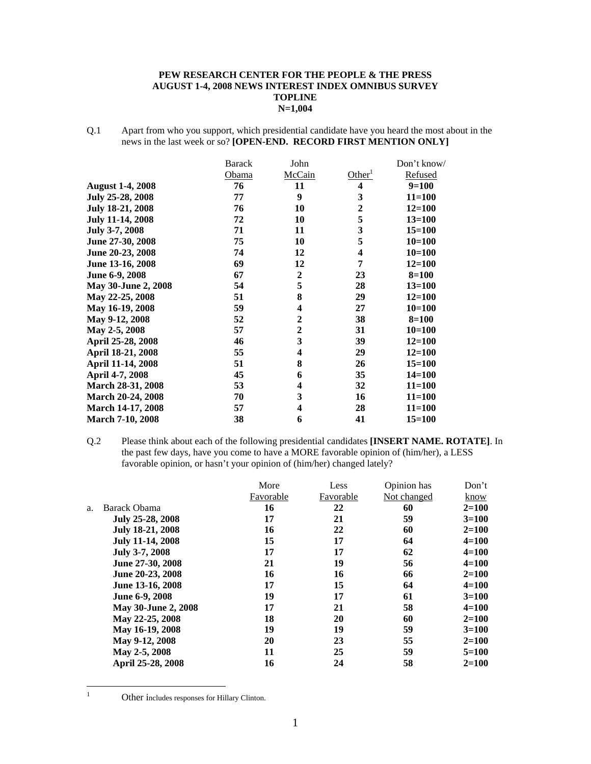**PEW RESEARCH CENTER FOR THE PEOPLE & THE PRESS**
**AUGUST 1-4, 2008 NEWS INTEREST INDEX OMNIBUS SURVEY**
**TOPLINE**
**N=1,004**

Q.1 Apart from who you support, which presidential candidate have you heard the most about in the news in the last week or so? **[OPEN-END. RECORD FIRST MENTION ONLY]**

| | Barack Obama | John McCain | Other[1] | Don't know/ Refused |
|---|---|---|---|---|
| **August 1-4, 2008** | **76** | **11** | **4** | **9=100** |
| **July 25-28, 2008** | **77** | **9** | **3** | **11=100** |
| **July 18-21, 2008** | **76** | **10** | **2** | **12=100** |
| **July 11-14, 2008** | **72** | **10** | **5** | **13=100** |
| **July 3-7, 2008** | **71** | **11** | **3** | **15=100** |
| **June 27-30, 2008** | **75** | **10** | **5** | **10=100** |
| **June 20-23, 2008** | **74** | **12** | **4** | **10=100** |
| **June 13-16, 2008** | **69** | **12** | **7** | **12=100** |
| **June 6-9, 2008** | **67** | **2** | **23** | **8=100** |
| **May 30-June 2, 2008** | **54** | **5** | **28** | **13=100** |
| **May 22-25, 2008** | **51** | **8** | **29** | **12=100** |
| **May 16-19, 2008** | **59** | **4** | **27** | **10=100** |
| **May 9-12, 2008** | **52** | **2** | **38** | **8=100** |
| **May 2-5, 2008** | **57** | **2** | **31** | **10=100** |
| **April 25-28, 2008** | **46** | **3** | **39** | **12=100** |
| **April 18-21, 2008** | **55** | **4** | **29** | **12=100** |
| **April 11-14, 2008** | **51** | **8** | **26** | **15=100** |
| **April 4-7, 2008** | **45** | **6** | **35** | **14=100** |
| **March 28-31, 2008** | **53** | **4** | **32** | **11=100** |
| **March 20-24, 2008** | **70** | **3** | **16** | **11=100** |
| **March 14-17, 2008** | **57** | **4** | **28** | **11=100** |
| **March 7-10, 2008** | **38** | **6** | **41** | **15=100** |

Q.2 Please think about each of the following presidential candidates **[INSERT NAME. ROTATE]**. In the past few days, have you come to have a MORE favorable opinion of (him/her), a LESS favorable opinion, or hasn't your opinion of (him/her) changed lately?

| | More Favorable | Less Favorable | Opinion has Not changed | Don't know |
|---|---|---|---|---|
| a. Barack Obama | **16** | **22** | **60** | **2=100** |
| **July 25-28, 2008** | **17** | **21** | **59** | **3=100** |
| **July 18-21, 2008** | **16** | **22** | **60** | **2=100** |
| **July 11-14, 2008** | **15** | **17** | **64** | **4=100** |
| **July 3-7, 2008** | **17** | **17** | **62** | **4=100** |
| **June 27-30, 2008** | **21** | **19** | **56** | **4=100** |
| **June 20-23, 2008** | **16** | **16** | **66** | **2=100** |
| **June 13-16, 2008** | **17** | **15** | **64** | **4=100** |
| **June 6-9, 2008** | **19** | **17** | **61** | **3=100** |
| **May 30-June 2, 2008** | **17** | **21** | **58** | **4=100** |
| **May 22-25, 2008** | **18** | **20** | **60** | **2=100** |
| **May 16-19, 2008** | **19** | **19** | **59** | **3=100** |
| **May 9-12, 2008** | **20** | **23** | **55** | **2=100** |
| **May 2-5, 2008** | **11** | **25** | **59** | **5=100** |
| **April 25-28, 2008** | **16** | **24** | **58** | **2=100** |

[1] Other includes responses for Hillary Clinton.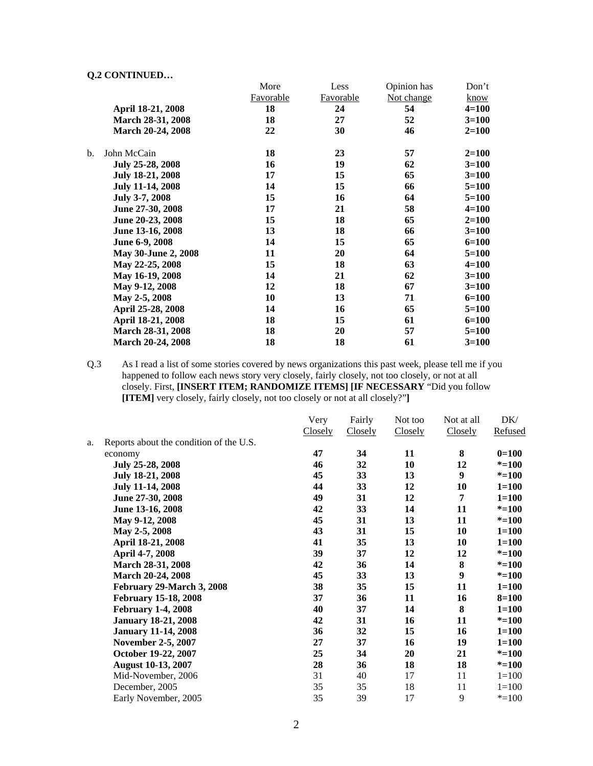**Q.2 CONTINUED…**

| | More Favorable | Less Favorable | Opinion has Not change | Don't know |
|---|---|---|---|---|
| **April 18-21, 2008** | **18** | **24** | **54** | **4=100** |
| **March 28-31, 2008** | **18** | **27** | **52** | **3=100** |
| **March 20-24, 2008** | **22** | **30** | **46** | **2=100** |
| b. John McCain | **18** | **23** | **57** | **2=100** |
| **July 25-28, 2008** | **16** | **19** | **62** | **3=100** |
| **July 18-21, 2008** | **17** | **15** | **65** | **3=100** |
| **July 11-14, 2008** | **14** | **15** | **66** | **5=100** |
| **July 3-7, 2008** | **15** | **16** | **64** | **5=100** |
| **June 27-30, 2008** | **17** | **21** | **58** | **4=100** |
| **June 20-23, 2008** | **15** | **18** | **65** | **2=100** |
| **June 13-16, 2008** | **13** | **18** | **66** | **3=100** |
| **June 6-9, 2008** | **14** | **15** | **65** | **6=100** |
| **May 30-June 2, 2008** | **11** | **20** | **64** | **5=100** |
| **May 22-25, 2008** | **15** | **18** | **63** | **4=100** |
| **May 16-19, 2008** | **14** | **21** | **62** | **3=100** |
| **May 9-12, 2008** | **12** | **18** | **67** | **3=100** |
| **May 2-5, 2008** | **10** | **13** | **71** | **6=100** |
| **April 25-28, 2008** | **14** | **16** | **65** | **5=100** |
| **April 18-21, 2008** | **18** | **15** | **61** | **6=100** |
| **March 28-31, 2008** | **18** | **20** | **57** | **5=100** |
| **March 20-24, 2008** | **18** | **18** | **61** | **3=100** |

Q.3 As I read a list of some stories covered by news organizations this past week, please tell me if you happened to follow each news story very closely, fairly closely, not too closely, or not at all closely. First, **[INSERT ITEM; RANDOMIZE ITEMS] [IF NECESSARY** "Did you follow **[ITEM]** very closely, fairly closely, not too closely or not at all closely?"**]**

| | Very Closely | Fairly Closely | Not too Closely | Not at all Closely | DK/ Refused |
|---|---|---|---|---|---|
| a. Reports about the condition of the U.S. economy | **47** | **34** | **11** | **8** | **0=100** |
| **July 25-28, 2008** | **46** | **32** | **10** | **12** | ***=100** |
| **July 18-21, 2008** | **45** | **33** | **13** | **9** | ***=100** |
| **July 11-14, 2008** | **44** | **33** | **12** | **10** | **1=100** |
| **June 27-30, 2008** | **49** | **31** | **12** | **7** | **1=100** |
| **June 13-16, 2008** | **42** | **33** | **14** | **11** | ***=100** |
| **May 9-12, 2008** | **45** | **31** | **13** | **11** | ***=100** |
| **May 2-5, 2008** | **43** | **31** | **15** | **10** | **1=100** |
| **April 18-21, 2008** | **41** | **35** | **13** | **10** | **1=100** |
| **April 4-7, 2008** | **39** | **37** | **12** | **12** | ***=100** |
| **March 28-31, 2008** | **42** | **36** | **14** | **8** | ***=100** |
| **March 20-24, 2008** | **45** | **33** | **13** | **9** | ***=100** |
| **February 29-March 3, 2008** | **38** | **35** | **15** | **11** | **1=100** |
| **February 15-18, 2008** | **37** | **36** | **11** | **16** | **8=100** |
| **February 1-4, 2008** | **40** | **37** | **14** | **8** | **1=100** |
| **January 18-21, 2008** | **42** | **31** | **16** | **11** | ***=100** |
| **January 11-14, 2008** | **36** | **32** | **15** | **16** | **1=100** |
| **November 2-5, 2007** | **27** | **37** | **16** | **19** | **1=100** |
| **October 19-22, 2007** | **25** | **34** | **20** | **21** | ***=100** |
| **August 10-13, 2007** | **28** | **36** | **18** | **18** | ***=100** |
| Mid-November, 2006 | 31 | 40 | 17 | 11 | 1=100 |
| December, 2005 | 35 | 35 | 18 | 11 | 1=100 |
| Early November, 2005 | 35 | 39 | 17 | 9 | *=100 |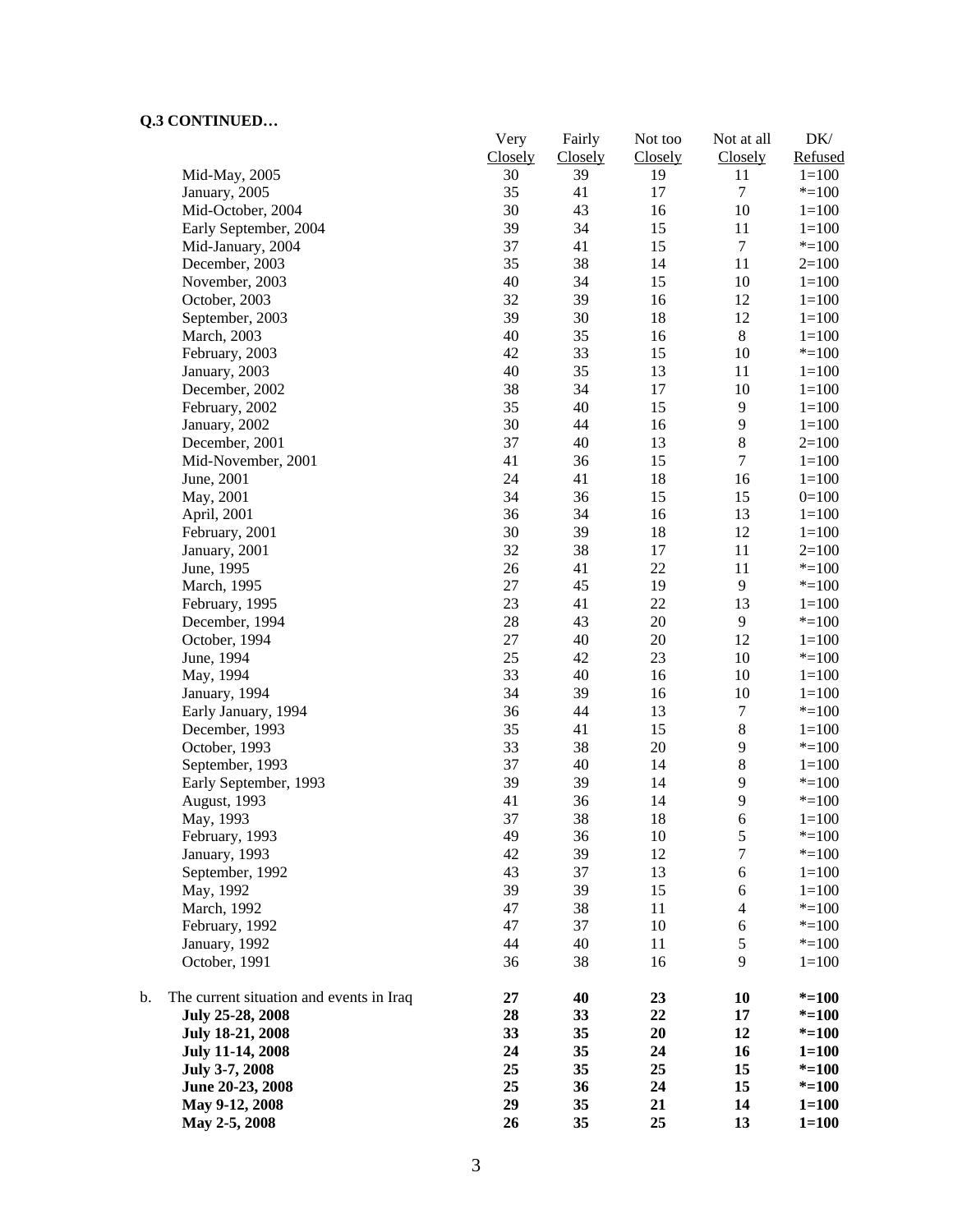**Q.3 CONTINUED…**

| | Very Closely | Fairly Closely | Not too Closely | Not at all Closely | DK/ Refused |
|---|---|---|---|---|---|
| Mid-May, 2005 | 30 | 39 | 19 | 11 | 1=100 |
| January, 2005 | 35 | 41 | 17 | 7 | *=100 |
| Mid-October, 2004 | 30 | 43 | 16 | 10 | 1=100 |
| Early September, 2004 | 39 | 34 | 15 | 11 | 1=100 |
| Mid-January, 2004 | 37 | 41 | 15 | 7 | *=100 |
| December, 2003 | 35 | 38 | 14 | 11 | 2=100 |
| November, 2003 | 40 | 34 | 15 | 10 | 1=100 |
| October, 2003 | 32 | 39 | 16 | 12 | 1=100 |
| September, 2003 | 39 | 30 | 18 | 12 | 1=100 |
| March, 2003 | 40 | 35 | 16 | 8 | 1=100 |
| February, 2003 | 42 | 33 | 15 | 10 | *=100 |
| January, 2003 | 40 | 35 | 13 | 11 | 1=100 |
| December, 2002 | 38 | 34 | 17 | 10 | 1=100 |
| February, 2002 | 35 | 40 | 15 | 9 | 1=100 |
| January, 2002 | 30 | 44 | 16 | 9 | 1=100 |
| December, 2001 | 37 | 40 | 13 | 8 | 2=100 |
| Mid-November, 2001 | 41 | 36 | 15 | 7 | 1=100 |
| June, 2001 | 24 | 41 | 18 | 16 | 1=100 |
| May, 2001 | 34 | 36 | 15 | 15 | 0=100 |
| April, 2001 | 36 | 34 | 16 | 13 | 1=100 |
| February, 2001 | 30 | 39 | 18 | 12 | 1=100 |
| January, 2001 | 32 | 38 | 17 | 11 | 2=100 |
| June, 1995 | 26 | 41 | 22 | 11 | *=100 |
| March, 1995 | 27 | 45 | 19 | 9 | *=100 |
| February, 1995 | 23 | 41 | 22 | 13 | 1=100 |
| December, 1994 | 28 | 43 | 20 | 9 | *=100 |
| October, 1994 | 27 | 40 | 20 | 12 | 1=100 |
| June, 1994 | 25 | 42 | 23 | 10 | *=100 |
| May, 1994 | 33 | 40 | 16 | 10 | 1=100 |
| January, 1994 | 34 | 39 | 16 | 10 | 1=100 |
| Early January, 1994 | 36 | 44 | 13 | 7 | *=100 |
| December, 1993 | 35 | 41 | 15 | 8 | 1=100 |
| October, 1993 | 33 | 38 | 20 | 9 | *=100 |
| September, 1993 | 37 | 40 | 14 | 8 | 1=100 |
| Early September, 1993 | 39 | 39 | 14 | 9 | *=100 |
| August, 1993 | 41 | 36 | 14 | 9 | *=100 |
| May, 1993 | 37 | 38 | 18 | 6 | 1=100 |
| February, 1993 | 49 | 36 | 10 | 5 | *=100 |
| January, 1993 | 42 | 39 | 12 | 7 | *=100 |
| September, 1992 | 43 | 37 | 13 | 6 | 1=100 |
| May, 1992 | 39 | 39 | 15 | 6 | 1=100 |
| March, 1992 | 47 | 38 | 11 | 4 | *=100 |
| February, 1992 | 47 | 37 | 10 | 6 | *=100 |
| January, 1992 | 44 | 40 | 11 | 5 | *=100 |
| October, 1991 | 36 | 38 | 16 | 9 | 1=100 |
| b. The current situation and events in Iraq | **27** | **40** | **23** | **10** | ***=100** |
| **July 25-28, 2008** | **28** | **33** | **22** | **17** | ***=100** |
| **July 18-21, 2008** | **33** | **35** | **20** | **12** | ***=100** |
| **July 11-14, 2008** | **24** | **35** | **24** | **16** | **1=100** |
| **July 3-7, 2008** | **25** | **35** | **25** | **15** | ***=100** |
| **June 20-23, 2008** | **25** | **36** | **24** | **15** | ***=100** |
| **May 9-12, 2008** | **29** | **35** | **21** | **14** | **1=100** |
| **May 2-5, 2008** | **26** | **35** | **25** | **13** | **1=100** |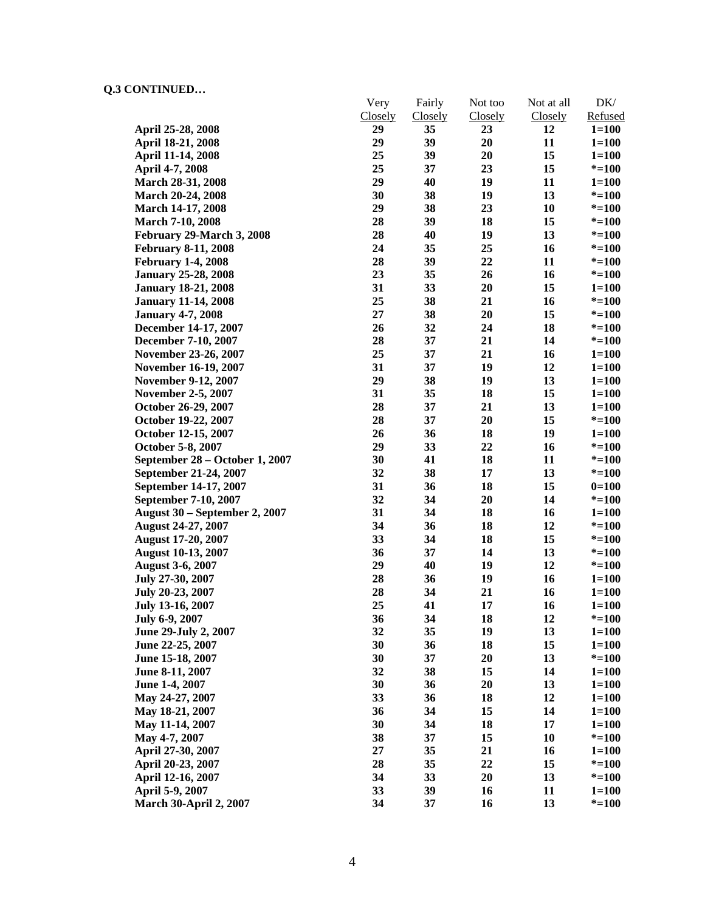**Q.3 CONTINUED…**

| | Very Closely | Fairly Closely | Not too Closely | Not at all Closely | DK/ Refused |
|---|---|---|---|---|---|
| **April 25-28, 2008** | **29** | **35** | **23** | **12** | **1=100** |
| **April 18-21, 2008** | **29** | **39** | **20** | **11** | **1=100** |
| **April 11-14, 2008** | **25** | **39** | **20** | **15** | **1=100** |
| **April 4-7, 2008** | **25** | **37** | **23** | **15** | ***=100** |
| **March 28-31, 2008** | **29** | **40** | **19** | **11** | **1=100** |
| **March 20-24, 2008** | **30** | **38** | **19** | **13** | ***=100** |
| **March 14-17, 2008** | **29** | **38** | **23** | **10** | ***=100** |
| **March 7-10, 2008** | **28** | **39** | **18** | **15** | ***=100** |
| **February 29-March 3, 2008** | **28** | **40** | **19** | **13** | ***=100** |
| **February 8-11, 2008** | **24** | **35** | **25** | **16** | ***=100** |
| **February 1-4, 2008** | **28** | **39** | **22** | **11** | ***=100** |
| **January 25-28, 2008** | **23** | **35** | **26** | **16** | ***=100** |
| **January 18-21, 2008** | **31** | **33** | **20** | **15** | **1=100** |
| **January 11-14, 2008** | **25** | **38** | **21** | **16** | ***=100** |
| **January 4-7, 2008** | **27** | **38** | **20** | **15** | ***=100** |
| **December 14-17, 2007** | **26** | **32** | **24** | **18** | ***=100** |
| **December 7-10, 2007** | **28** | **37** | **21** | **14** | ***=100** |
| **November 23-26, 2007** | **25** | **37** | **21** | **16** | **1=100** |
| **November 16-19, 2007** | **31** | **37** | **19** | **12** | **1=100** |
| **November 9-12, 2007** | **29** | **38** | **19** | **13** | **1=100** |
| **November 2-5, 2007** | **31** | **35** | **18** | **15** | **1=100** |
| **October 26-29, 2007** | **28** | **37** | **21** | **13** | **1=100** |
| **October 19-22, 2007** | **28** | **37** | **20** | **15** | ***=100** |
| **October 12-15, 2007** | **26** | **36** | **18** | **19** | **1=100** |
| **October 5-8, 2007** | **29** | **33** | **22** | **16** | ***=100** |
| **September 28 – October 1, 2007** | **30** | **41** | **18** | **11** | ***=100** |
| **September 21-24, 2007** | **32** | **38** | **17** | **13** | ***=100** |
| **September 14-17, 2007** | **31** | **36** | **18** | **15** | **0=100** |
| **September 7-10, 2007** | **32** | **34** | **20** | **14** | ***=100** |
| **August 30 – September 2, 2007** | **31** | **34** | **18** | **16** | **1=100** |
| **August 24-27, 2007** | **34** | **36** | **18** | **12** | ***=100** |
| **August 17-20, 2007** | **33** | **34** | **18** | **15** | ***=100** |
| **August 10-13, 2007** | **36** | **37** | **14** | **13** | ***=100** |
| **August 3-6, 2007** | **29** | **40** | **19** | **12** | ***=100** |
| **July 27-30, 2007** | **28** | **36** | **19** | **16** | **1=100** |
| **July 20-23, 2007** | **28** | **34** | **21** | **16** | **1=100** |
| **July 13-16, 2007** | **25** | **41** | **17** | **16** | **1=100** |
| **July 6-9, 2007** | **36** | **34** | **18** | **12** | ***=100** |
| **June 29-July 2, 2007** | **32** | **35** | **19** | **13** | **1=100** |
| **June 22-25, 2007** | **30** | **36** | **18** | **15** | **1=100** |
| **June 15-18, 2007** | **30** | **37** | **20** | **13** | ***=100** |
| **June 8-11, 2007** | **32** | **38** | **15** | **14** | **1=100** |
| **June 1-4, 2007** | **30** | **36** | **20** | **13** | **1=100** |
| **May 24-27, 2007** | **33** | **36** | **18** | **12** | **1=100** |
| **May 18-21, 2007** | **36** | **34** | **15** | **14** | **1=100** |
| **May 11-14, 2007** | **30** | **34** | **18** | **17** | **1=100** |
| **May 4-7, 2007** | **38** | **37** | **15** | **10** | ***=100** |
| **April 27-30, 2007** | **27** | **35** | **21** | **16** | **1=100** |
| **April 20-23, 2007** | **28** | **35** | **22** | **15** | ***=100** |
| **April 12-16, 2007** | **34** | **33** | **20** | **13** | ***=100** |
| **April 5-9, 2007** | **33** | **39** | **16** | **11** | **1=100** |
| **March 30-April 2, 2007** | **34** | **37** | **16** | **13** | ***=100** |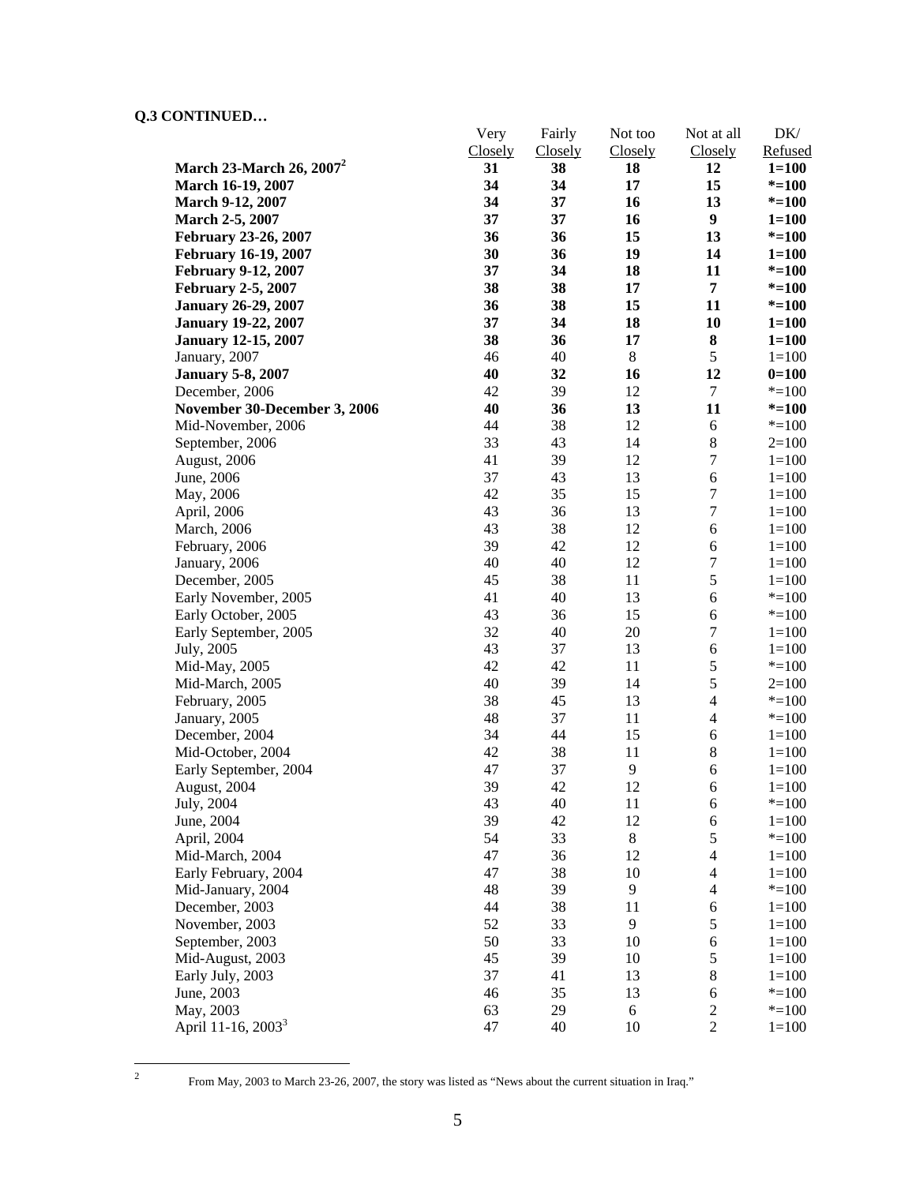**Q.3 CONTINUED…**

| | Very Closely | Fairly Closely | Not too Closely | Not at all Closely | DK/ Refused |
|---|---|---|---|---|---|
| **March 23-March 26, 2007[2]** | **31** | **38** | **18** | **12** | **1=100** |
| **March 16-19, 2007** | **34** | **34** | **17** | **15** | ***=100** |
| **March 9-12, 2007** | **34** | **37** | **16** | **13** | ***=100** |
| **March 2-5, 2007** | **37** | **37** | **16** | **9** | **1=100** |
| **February 23-26, 2007** | **36** | **36** | **15** | **13** | ***=100** |
| **February 16-19, 2007** | **30** | **36** | **19** | **14** | **1=100** |
| **February 9-12, 2007** | **37** | **34** | **18** | **11** | ***=100** |
| **February 2-5, 2007** | **38** | **38** | **17** | **7** | ***=100** |
| **January 26-29, 2007** | **36** | **38** | **15** | **11** | ***=100** |
| **January 19-22, 2007** | **37** | **34** | **18** | **10** | **1=100** |
| **January 12-15, 2007** | **38** | **36** | **17** | **8** | **1=100** |
| January, 2007 | 46 | 40 | 8 | 5 | 1=100 |
| **January 5-8, 2007** | **40** | **32** | **16** | **12** | **0=100** |
| December, 2006 | 42 | 39 | 12 | 7 | *=100 |
| **November 30-December 3, 2006** | **40** | **36** | **13** | **11** | ***=100** |
| Mid-November, 2006 | 44 | 38 | 12 | 6 | *=100 |
| September, 2006 | 33 | 43 | 14 | 8 | 2=100 |
| August, 2006 | 41 | 39 | 12 | 7 | 1=100 |
| June, 2006 | 37 | 43 | 13 | 6 | 1=100 |
| May, 2006 | 42 | 35 | 15 | 7 | 1=100 |
| April, 2006 | 43 | 36 | 13 | 7 | 1=100 |
| March, 2006 | 43 | 38 | 12 | 6 | 1=100 |
| February, 2006 | 39 | 42 | 12 | 6 | 1=100 |
| January, 2006 | 40 | 40 | 12 | 7 | 1=100 |
| December, 2005 | 45 | 38 | 11 | 5 | 1=100 |
| Early November, 2005 | 41 | 40 | 13 | 6 | *=100 |
| Early October, 2005 | 43 | 36 | 15 | 6 | *=100 |
| Early September, 2005 | 32 | 40 | 20 | 7 | 1=100 |
| July, 2005 | 43 | 37 | 13 | 6 | 1=100 |
| Mid-May, 2005 | 42 | 42 | 11 | 5 | *=100 |
| Mid-March, 2005 | 40 | 39 | 14 | 5 | 2=100 |
| February, 2005 | 38 | 45 | 13 | 4 | *=100 |
| January, 2005 | 48 | 37 | 11 | 4 | *=100 |
| December, 2004 | 34 | 44 | 15 | 6 | 1=100 |
| Mid-October, 2004 | 42 | 38 | 11 | 8 | 1=100 |
| Early September, 2004 | 47 | 37 | 9 | 6 | 1=100 |
| August, 2004 | 39 | 42 | 12 | 6 | 1=100 |
| July, 2004 | 43 | 40 | 11 | 6 | *=100 |
| June, 2004 | 39 | 42 | 12 | 6 | 1=100 |
| April, 2004 | 54 | 33 | 8 | 5 | *=100 |
| Mid-March, 2004 | 47 | 36 | 12 | 4 | 1=100 |
| Early February, 2004 | 47 | 38 | 10 | 4 | 1=100 |
| Mid-January, 2004 | 48 | 39 | 9 | 4 | *=100 |
| December, 2003 | 44 | 38 | 11 | 6 | 1=100 |
| November, 2003 | 52 | 33 | 9 | 5 | 1=100 |
| September, 2003 | 50 | 33 | 10 | 6 | 1=100 |
| Mid-August, 2003 | 45 | 39 | 10 | 5 | 1=100 |
| Early July, 2003 | 37 | 41 | 13 | 8 | 1=100 |
| June, 2003 | 46 | 35 | 13 | 6 | *=100 |
| May, 2003 | 63 | 29 | 6 | 2 | *=100 |
| April 11-16, 2003[3] | 47 | 40 | 10 | 2 | 1=100 |

[2] From May, 2003 to March 23-26, 2007, the story was listed as "News about the current situation in Iraq."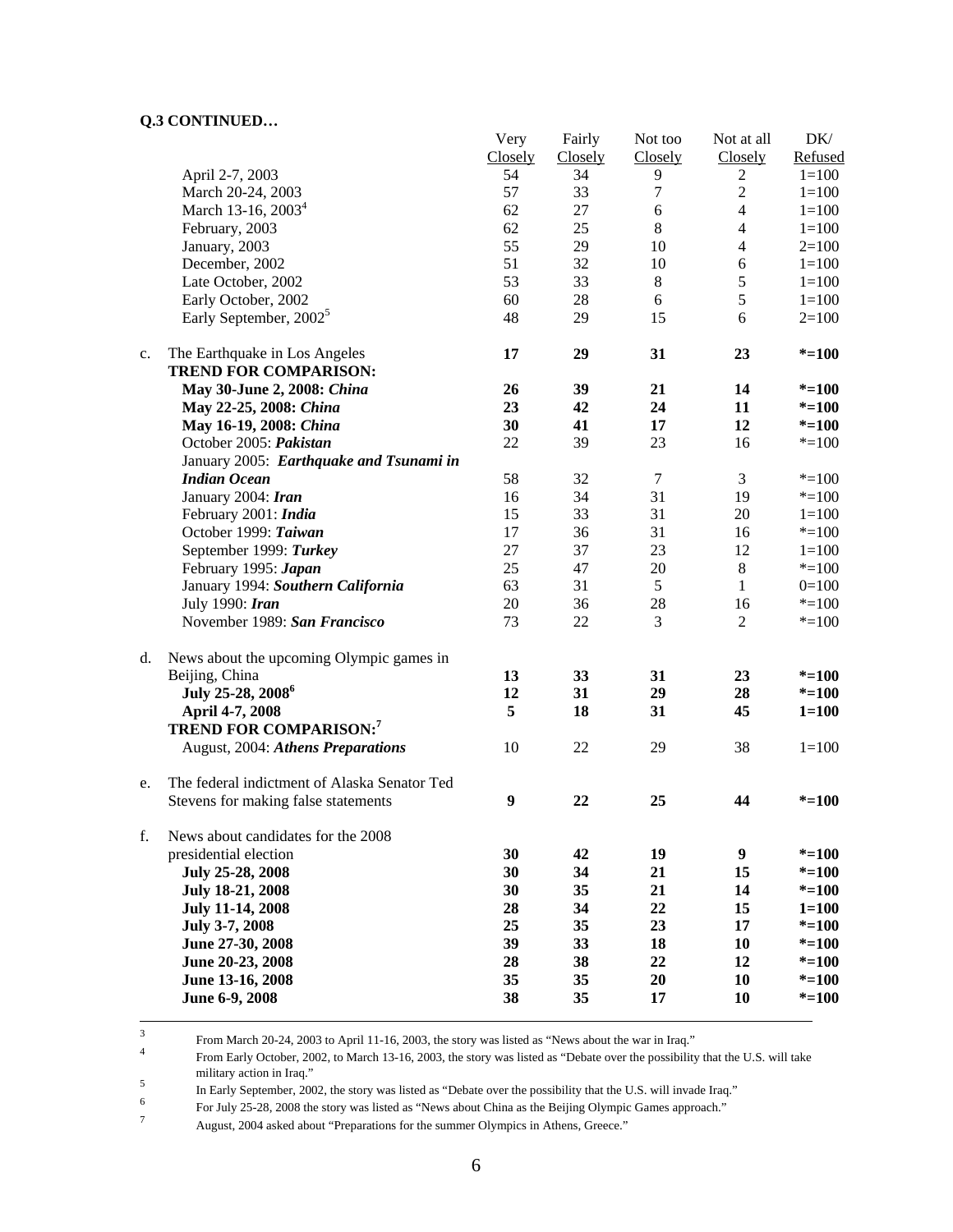**Q.3 CONTINUED…**

| | | Very Closely | Fairly Closely | Not too Closely | Not at all Closely | DK/ Refused |
|---|---|---|---|---|---|---|
| | April 2-7, 2003 | 54 | 34 | 9 | 2 | 1=100 |
| | March 20-24, 2003 | 57 | 33 | 7 | 2 | 1=100 |
| | March 13-16, 2003[4] | 62 | 27 | 6 | 4 | 1=100 |
| | February, 2003 | 62 | 25 | 8 | 4 | 1=100 |
| | January, 2003 | 55 | 29 | 10 | 4 | 2=100 |
| | December, 2002 | 51 | 32 | 10 | 6 | 1=100 |
| | Late October, 2002 | 53 | 33 | 8 | 5 | 1=100 |
| | Early October, 2002 | 60 | 28 | 6 | 5 | 1=100 |
| | Early September, 2002[5] | 48 | 29 | 15 | 6 | 2=100 |
| c. | The Earthquake in Los Angeles | **17** | **29** | **31** | **23** | ***=100** |
| | **TREND FOR COMPARISON:** | | | | | |
| | **May 30-June 2, 2008: *China*** | **26** | **39** | **21** | **14** | ***=100** |
| | **May 22-25, 2008: *China*** | **23** | **42** | **24** | **11** | ***=100** |
| | **May 16-19, 2008: *China*** | **30** | **41** | **17** | **12** | ***=100** |
| | October 2005: ***Pakistan*** | 22 | 39 | 23 | 16 | *=100 |
| | January 2005: ***Earthquake and Tsunami in Indian Ocean*** | 58 | 32 | 7 | 3 | *=100 |
| | January 2004: ***Iran*** | 16 | 34 | 31 | 19 | *=100 |
| | February 2001: ***India*** | 15 | 33 | 31 | 20 | 1=100 |
| | October 1999: ***Taiwan*** | 17 | 36 | 31 | 16 | *=100 |
| | September 1999: ***Turkey*** | 27 | 37 | 23 | 12 | 1=100 |
| | February 1995: ***Japan*** | 25 | 47 | 20 | 8 | *=100 |
| | January 1994: ***Southern California*** | 63 | 31 | 5 | 1 | 0=100 |
| | July 1990: ***Iran*** | 20 | 36 | 28 | 16 | *=100 |
| | November 1989: ***San Francisco*** | 73 | 22 | 3 | 2 | *=100 |
| d. | News about the upcoming Olympic games in Beijing, China | **13** | **33** | **31** | **23** | ***=100** |
| | **July 25-28, 2008[6]** | **12** | **31** | **29** | **28** | ***=100** |
| | **April 4-7, 2008** | **5** | **18** | **31** | **45** | **1=100** |
| | **TREND FOR COMPARISON:[7]** | | | | | |
| | August, 2004: ***Athens Preparations*** | 10 | 22 | 29 | 38 | 1=100 |
| e. | The federal indictment of Alaska Senator Ted Stevens for making false statements | **9** | **22** | **25** | **44** | ***=100** |
| f. | News about candidates for the 2008 presidential election | **30** | **42** | **19** | **9** | ***=100** |
| | **July 25-28, 2008** | **30** | **34** | **21** | **15** | ***=100** |
| | **July 18-21, 2008** | **30** | **35** | **21** | **14** | ***=100** |
| | **July 11-14, 2008** | **28** | **34** | **22** | **15** | **1=100** |
| | **July 3-7, 2008** | **25** | **35** | **23** | **17** | ***=100** |
| | **June 27-30, 2008** | **39** | **33** | **18** | **10** | ***=100** |
| | **June 20-23, 2008** | **28** | **38** | **22** | **12** | ***=100** |
| | **June 13-16, 2008** | **35** | **35** | **20** | **10** | ***=100** |
| | **June 6-9, 2008** | **38** | **35** | **17** | **10** | ***=100** |

---

3 From March 20-24, 2003 to April 11-16, 2003, the story was listed as "News about the war in Iraq."

4 From Early October, 2002, to March 13-16, 2003, the story was listed as "Debate over the possibility that the U.S. will take military action in Iraq."

5 In Early September, 2002, the story was listed as "Debate over the possibility that the U.S. will invade Iraq."

6 For July 25-28, 2008 the story was listed as "News about China as the Beijing Olympic Games approach."

7 August, 2004 asked about "Preparations for the summer Olympics in Athens, Greece."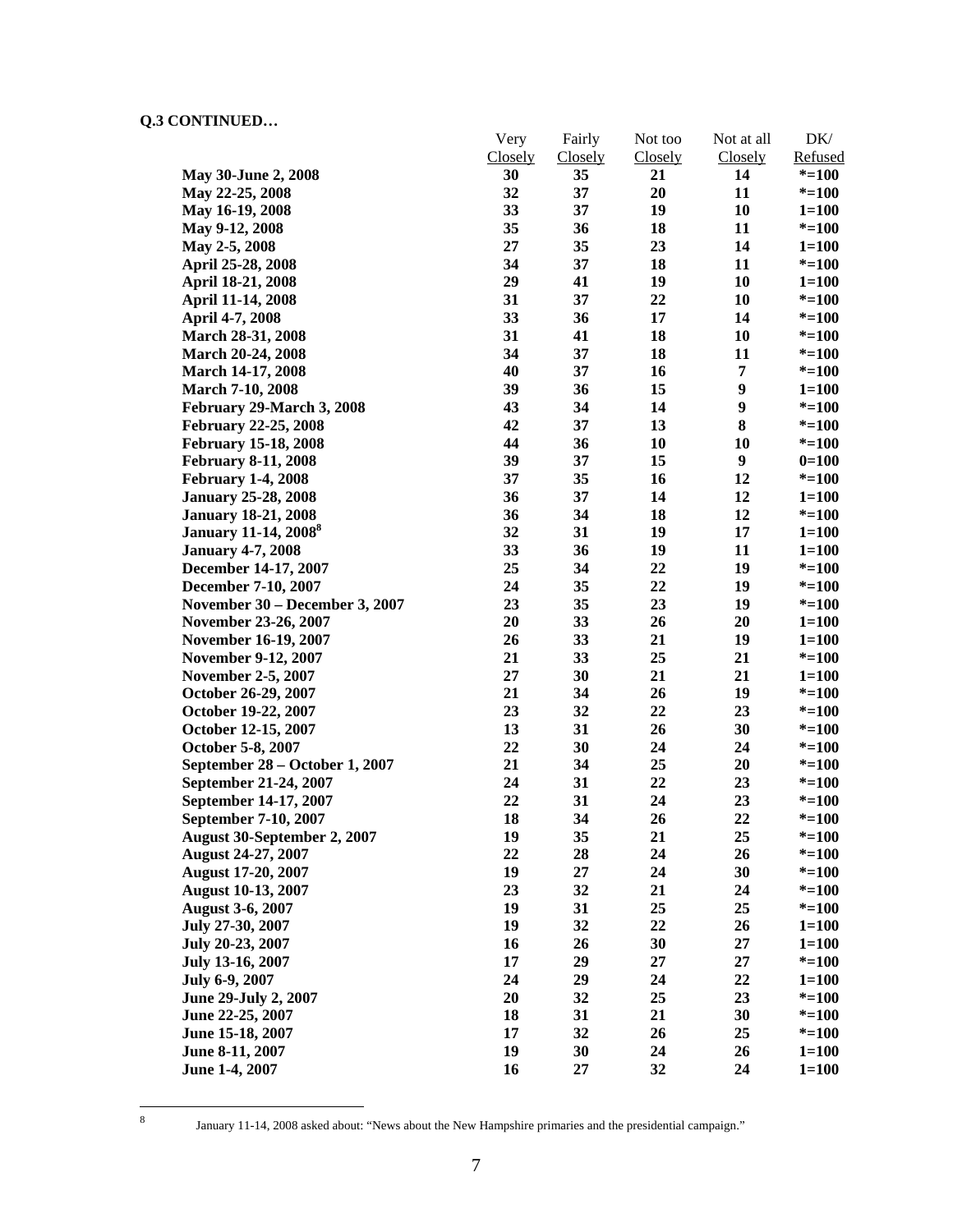**Q.3 CONTINUED…**

| | Very Closely | Fairly Closely | Not too Closely | Not at all Closely | DK/ Refused |
|---|---|---|---|---|---|
| **May 30-June 2, 2008** | **30** | **35** | **21** | **14** | ***=100** |
| **May 22-25, 2008** | **32** | **37** | **20** | **11** | ***=100** |
| **May 16-19, 2008** | **33** | **37** | **19** | **10** | **1=100** |
| **May 9-12, 2008** | **35** | **36** | **18** | **11** | ***=100** |
| **May 2-5, 2008** | **27** | **35** | **23** | **14** | **1=100** |
| **April 25-28, 2008** | **34** | **37** | **18** | **11** | ***=100** |
| **April 18-21, 2008** | **29** | **41** | **19** | **10** | **1=100** |
| **April 11-14, 2008** | **31** | **37** | **22** | **10** | ***=100** |
| **April 4-7, 2008** | **33** | **36** | **17** | **14** | ***=100** |
| **March 28-31, 2008** | **31** | **41** | **18** | **10** | ***=100** |
| **March 20-24, 2008** | **34** | **37** | **18** | **11** | ***=100** |
| **March 14-17, 2008** | **40** | **37** | **16** | **7** | ***=100** |
| **March 7-10, 2008** | **39** | **36** | **15** | **9** | **1=100** |
| **February 29-March 3, 2008** | **43** | **34** | **14** | **9** | ***=100** |
| **February 22-25, 2008** | **42** | **37** | **13** | **8** | ***=100** |
| **February 15-18, 2008** | **44** | **36** | **10** | **10** | ***=100** |
| **February 8-11, 2008** | **39** | **37** | **15** | **9** | **0=100** |
| **February 1-4, 2008** | **37** | **35** | **16** | **12** | ***=100** |
| **January 25-28, 2008** | **36** | **37** | **14** | **12** | **1=100** |
| **January 18-21, 2008** | **36** | **34** | **18** | **12** | ***=100** |
| **January 11-14, 2008**[8] | **32** | **31** | **19** | **17** | **1=100** |
| **January 4-7, 2008** | **33** | **36** | **19** | **11** | **1=100** |
| **December 14-17, 2007** | **25** | **34** | **22** | **19** | ***=100** |
| **December 7-10, 2007** | **24** | **35** | **22** | **19** | ***=100** |
| **November 30 – December 3, 2007** | **23** | **35** | **23** | **19** | ***=100** |
| **November 23-26, 2007** | **20** | **33** | **26** | **20** | **1=100** |
| **November 16-19, 2007** | **26** | **33** | **21** | **19** | **1=100** |
| **November 9-12, 2007** | **21** | **33** | **25** | **21** | ***=100** |
| **November 2-5, 2007** | **27** | **30** | **21** | **21** | **1=100** |
| **October 26-29, 2007** | **21** | **34** | **26** | **19** | ***=100** |
| **October 19-22, 2007** | **23** | **32** | **22** | **23** | ***=100** |
| **October 12-15, 2007** | **13** | **31** | **26** | **30** | ***=100** |
| **October 5-8, 2007** | **22** | **30** | **24** | **24** | ***=100** |
| **September 28 – October 1, 2007** | **21** | **34** | **25** | **20** | ***=100** |
| **September 21-24, 2007** | **24** | **31** | **22** | **23** | ***=100** |
| **September 14-17, 2007** | **22** | **31** | **24** | **23** | ***=100** |
| **September 7-10, 2007** | **18** | **34** | **26** | **22** | ***=100** |
| **August 30-September 2, 2007** | **19** | **35** | **21** | **25** | ***=100** |
| **August 24-27, 2007** | **22** | **28** | **24** | **26** | ***=100** |
| **August 17-20, 2007** | **19** | **27** | **24** | **30** | ***=100** |
| **August 10-13, 2007** | **23** | **32** | **21** | **24** | ***=100** |
| **August 3-6, 2007** | **19** | **31** | **25** | **25** | ***=100** |
| **July 27-30, 2007** | **19** | **32** | **22** | **26** | **1=100** |
| **July 20-23, 2007** | **16** | **26** | **30** | **27** | **1=100** |
| **July 13-16, 2007** | **17** | **29** | **27** | **27** | ***=100** |
| **July 6-9, 2007** | **24** | **29** | **24** | **22** | **1=100** |
| **June 29-July 2, 2007** | **20** | **32** | **25** | **23** | ***=100** |
| **June 22-25, 2007** | **18** | **31** | **21** | **30** | ***=100** |
| **June 15-18, 2007** | **17** | **32** | **26** | **25** | ***=100** |
| **June 8-11, 2007** | **19** | **30** | **24** | **26** | **1=100** |
| **June 1-4, 2007** | **16** | **27** | **32** | **24** | **1=100** |

[8] January 11-14, 2008 asked about: "News about the New Hampshire primaries and the presidential campaign."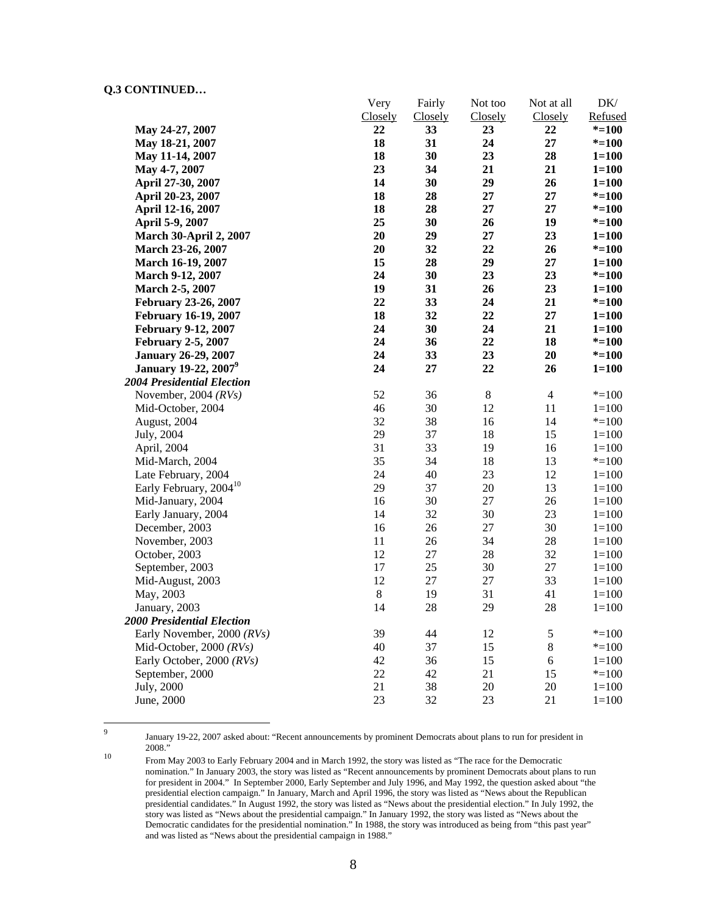**Q.3 CONTINUED…**

| | Very Closely | Fairly Closely | Not too Closely | Not at all Closely | DK/ Refused |
|---|---|---|---|---|---|
| **May 24-27, 2007** | **22** | **33** | **23** | **22** | **\*=100** |
| **May 18-21, 2007** | **18** | **31** | **24** | **27** | **\*=100** |
| **May 11-14, 2007** | **18** | **30** | **23** | **28** | **1=100** |
| **May 4-7, 2007** | **23** | **34** | **21** | **21** | **1=100** |
| **April 27-30, 2007** | **14** | **30** | **29** | **26** | **1=100** |
| **April 20-23, 2007** | **18** | **28** | **27** | **27** | **\*=100** |
| **April 12-16, 2007** | **18** | **28** | **27** | **27** | **\*=100** |
| **April 5-9, 2007** | **25** | **30** | **26** | **19** | **\*=100** |
| **March 30-April 2, 2007** | **20** | **29** | **27** | **23** | **1=100** |
| **March 23-26, 2007** | **20** | **32** | **22** | **26** | **\*=100** |
| **March 16-19, 2007** | **15** | **28** | **29** | **27** | **1=100** |
| **March 9-12, 2007** | **24** | **30** | **23** | **23** | **\*=100** |
| **March 2-5, 2007** | **19** | **31** | **26** | **23** | **1=100** |
| **February 23-26, 2007** | **22** | **33** | **24** | **21** | **\*=100** |
| **February 16-19, 2007** | **18** | **32** | **22** | **27** | **1=100** |
| **February 9-12, 2007** | **24** | **30** | **24** | **21** | **1=100** |
| **February 2-5, 2007** | **24** | **36** | **22** | **18** | **\*=100** |
| **January 26-29, 2007** | **24** | **33** | **23** | **20** | **\*=100** |
| **January 19-22, 2007[9]** | **24** | **27** | **22** | **26** | **1=100** |
| ***2004 Presidential Election*** | | | | | |
| November, 2004 *(RVs)* | 52 | 36 | 8 | 4 | \*=100 |
| Mid-October, 2004 | 46 | 30 | 12 | 11 | 1=100 |
| August, 2004 | 32 | 38 | 16 | 14 | \*=100 |
| July, 2004 | 29 | 37 | 18 | 15 | 1=100 |
| April, 2004 | 31 | 33 | 19 | 16 | 1=100 |
| Mid-March, 2004 | 35 | 34 | 18 | 13 | \*=100 |
| Late February, 2004 | 24 | 40 | 23 | 12 | 1=100 |
| Early February, 2004[10] | 29 | 37 | 20 | 13 | 1=100 |
| Mid-January, 2004 | 16 | 30 | 27 | 26 | 1=100 |
| Early January, 2004 | 14 | 32 | 30 | 23 | 1=100 |
| December, 2003 | 16 | 26 | 27 | 30 | 1=100 |
| November, 2003 | 11 | 26 | 34 | 28 | 1=100 |
| October, 2003 | 12 | 27 | 28 | 32 | 1=100 |
| September, 2003 | 17 | 25 | 30 | 27 | 1=100 |
| Mid-August, 2003 | 12 | 27 | 27 | 33 | 1=100 |
| May, 2003 | 8 | 19 | 31 | 41 | 1=100 |
| January, 2003 | 14 | 28 | 29 | 28 | 1=100 |
| ***2000 Presidential Election*** | | | | | |
| Early November, 2000 *(RVs)* | 39 | 44 | 12 | 5 | \*=100 |
| Mid-October, 2000 *(RVs)* | 40 | 37 | 15 | 8 | \*=100 |
| Early October, 2000 *(RVs)* | 42 | 36 | 15 | 6 | 1=100 |
| September, 2000 | 22 | 42 | 21 | 15 | \*=100 |
| July, 2000 | 21 | 38 | 20 | 20 | 1=100 |
| June, 2000 | 23 | 32 | 23 | 21 | 1=100 |

[9] January 19-22, 2007 asked about: "Recent announcements by prominent Democrats about plans to run for president in 2008."

[10] From May 2003 to Early February 2004 and in March 1992, the story was listed as "The race for the Democratic nomination." In January 2003, the story was listed as "Recent announcements by prominent Democrats about plans to run for president in 2004." In September 2000, Early September and July 1996, and May 1992, the question asked about "the presidential election campaign." In January, March and April 1996, the story was listed as "News about the Republican presidential candidates." In August 1992, the story was listed as "News about the presidential election." In July 1992, the story was listed as "News about the presidential campaign." In January 1992, the story was listed as "News about the Democratic candidates for the presidential nomination." In 1988, the story was introduced as being from "this past year" and was listed as "News about the presidential campaign in 1988."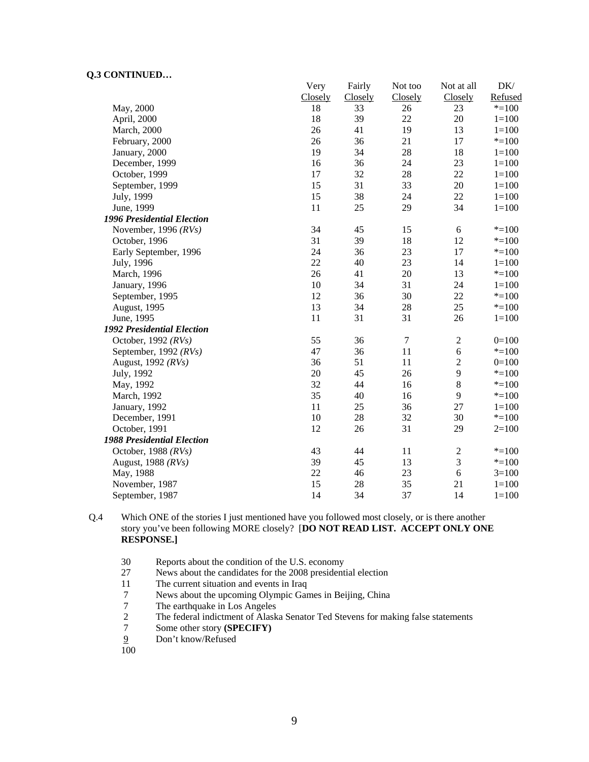**Q.3 CONTINUED…**

| | Very Closely | Fairly Closely | Not too Closely | Not at all Closely | DK/ Refused |
|---|---|---|---|---|---|
| May, 2000 | 18 | 33 | 26 | 23 | *=100 |
| April, 2000 | 18 | 39 | 22 | 20 | 1=100 |
| March, 2000 | 26 | 41 | 19 | 13 | 1=100 |
| February, 2000 | 26 | 36 | 21 | 17 | *=100 |
| January, 2000 | 19 | 34 | 28 | 18 | 1=100 |
| December, 1999 | 16 | 36 | 24 | 23 | 1=100 |
| October, 1999 | 17 | 32 | 28 | 22 | 1=100 |
| September, 1999 | 15 | 31 | 33 | 20 | 1=100 |
| July, 1999 | 15 | 38 | 24 | 22 | 1=100 |
| June, 1999 | 11 | 25 | 29 | 34 | 1=100 |
| ***1996 Presidential Election*** | | | | | |
| November, 1996 *(RVs)* | 34 | 45 | 15 | 6 | *=100 |
| October, 1996 | 31 | 39 | 18 | 12 | *=100 |
| Early September, 1996 | 24 | 36 | 23 | 17 | *=100 |
| July, 1996 | 22 | 40 | 23 | 14 | 1=100 |
| March, 1996 | 26 | 41 | 20 | 13 | *=100 |
| January, 1996 | 10 | 34 | 31 | 24 | 1=100 |
| September, 1995 | 12 | 36 | 30 | 22 | *=100 |
| August, 1995 | 13 | 34 | 28 | 25 | *=100 |
| June, 1995 | 11 | 31 | 31 | 26 | 1=100 |
| ***1992 Presidential Election*** | | | | | |
| October, 1992 *(RVs)* | 55 | 36 | 7 | 2 | 0=100 |
| September, 1992 *(RVs)* | 47 | 36 | 11 | 6 | *=100 |
| August, 1992 *(RVs)* | 36 | 51 | 11 | 2 | 0=100 |
| July, 1992 | 20 | 45 | 26 | 9 | *=100 |
| May, 1992 | 32 | 44 | 16 | 8 | *=100 |
| March, 1992 | 35 | 40 | 16 | 9 | *=100 |
| January, 1992 | 11 | 25 | 36 | 27 | 1=100 |
| December, 1991 | 10 | 28 | 32 | 30 | *=100 |
| October, 1991 | 12 | 26 | 31 | 29 | 2=100 |
| ***1988 Presidential Election*** | | | | | |
| October, 1988 *(RVs)* | 43 | 44 | 11 | 2 | *=100 |
| August, 1988 *(RVs)* | 39 | 45 | 13 | 3 | *=100 |
| May, 1988 | 22 | 46 | 23 | 6 | 3=100 |
| November, 1987 | 15 | 28 | 35 | 21 | 1=100 |
| September, 1987 | 14 | 34 | 37 | 14 | 1=100 |

Q.4 Which ONE of the stories I just mentioned have you followed most closely, or is there another story you've been following MORE closely? [**DO NOT READ LIST. ACCEPT ONLY ONE RESPONSE.]**

| | |
|---|---|
| 30 | Reports about the condition of the U.S. economy |
| 27 | News about the candidates for the 2008 presidential election |
| 11 | The current situation and events in Iraq |
| 7 | News about the upcoming Olympic Games in Beijing, China |
| 7 | The earthquake in Los Angeles |
| 2 | The federal indictment of Alaska Senator Ted Stevens for making false statements |
| 7 | Some other story **(SPECIFY)** |
| 9 | Don't know/Refused |
| 100 | |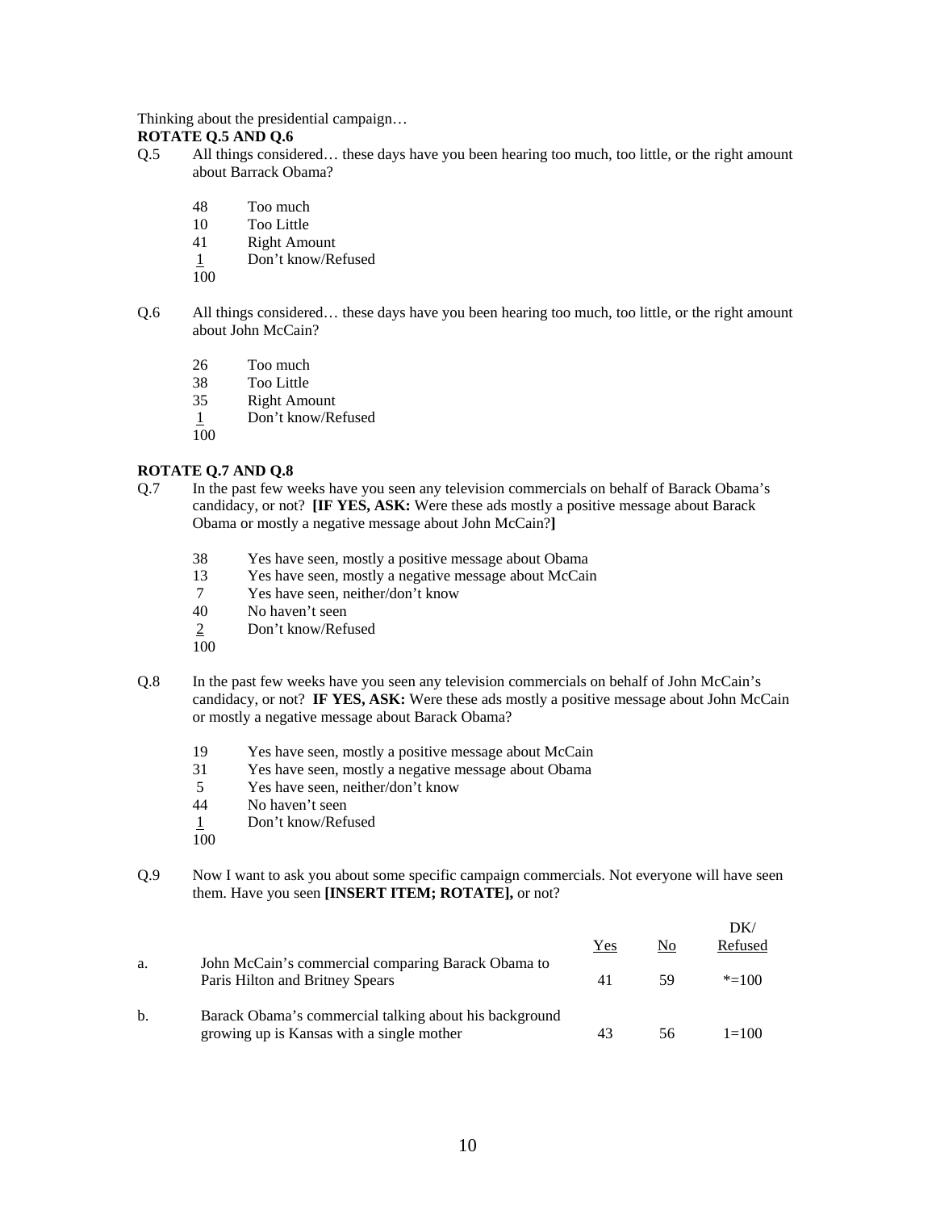Thinking about the presidential campaign…

**ROTATE Q.5 AND Q.6**

Q.5 All things considered… these days have you been hearing too much, too little, or the right amount about Barrack Obama?

| | |
|---|---|
| 48 | Too much |
| 10 | Too Little |
| 41 | Right Amount |
| 1 | Don't know/Refused |
| 100 | |

Q.6 All things considered… these days have you been hearing too much, too little, or the right amount about John McCain?

| | |
|---|---|
| 26 | Too much |
| 38 | Too Little |
| 35 | Right Amount |
| 1 | Don't know/Refused |
| 100 | |

**ROTATE Q.7 AND Q.8**

Q.7 In the past few weeks have you seen any television commercials on behalf of Barack Obama's candidacy, or not? **[IF YES, ASK:** Were these ads mostly a positive message about Barack Obama or mostly a negative message about John McCain?**]**

| | |
|---|---|
| 38 | Yes have seen, mostly a positive message about Obama |
| 13 | Yes have seen, mostly a negative message about McCain |
| 7 | Yes have seen, neither/don't know |
| 40 | No haven't seen |
| 2 | Don't know/Refused |
| 100 | |

Q.8 In the past few weeks have you seen any television commercials on behalf of John McCain's candidacy, or not? **IF YES, ASK:** Were these ads mostly a positive message about John McCain or mostly a negative message about Barack Obama?

| | |
|---|---|
| 19 | Yes have seen, mostly a positive message about McCain |
| 31 | Yes have seen, mostly a negative message about Obama |
| 5 | Yes have seen, neither/don't know |
| 44 | No haven't seen |
| 1 | Don't know/Refused |
| 100 | |

Q.9 Now I want to ask you about some specific campaign commercials. Not everyone will have seen them. Have you seen **[INSERT ITEM; ROTATE],** or not?

| | | Yes | No | DK/ Refused |
|---|---|---|---|---|
| a. | John McCain's commercial comparing Barack Obama to Paris Hilton and Britney Spears | 41 | 59 | *=100 |
| b. | Barack Obama's commercial talking about his background growing up is Kansas with a single mother | 43 | 56 | 1=100 |